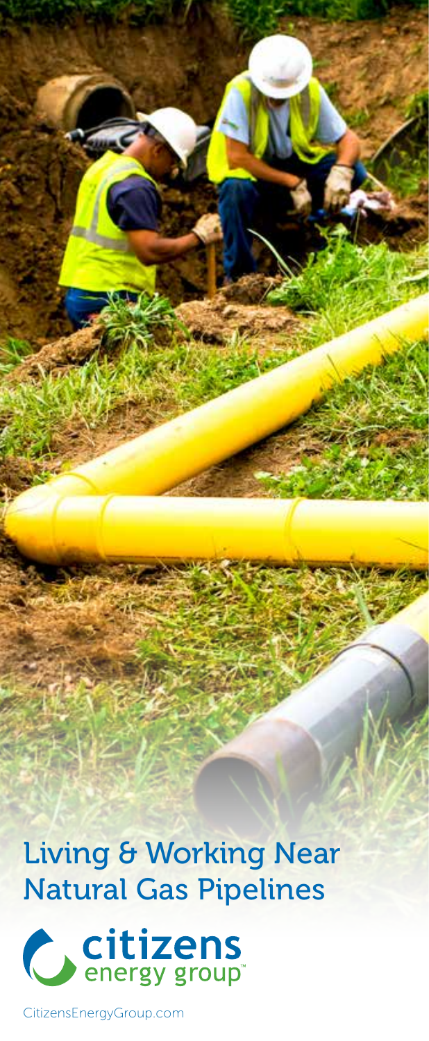# Living & Working Near Natural Gas Pipelines

citizens energy group™

CitizensEnergyGroup.com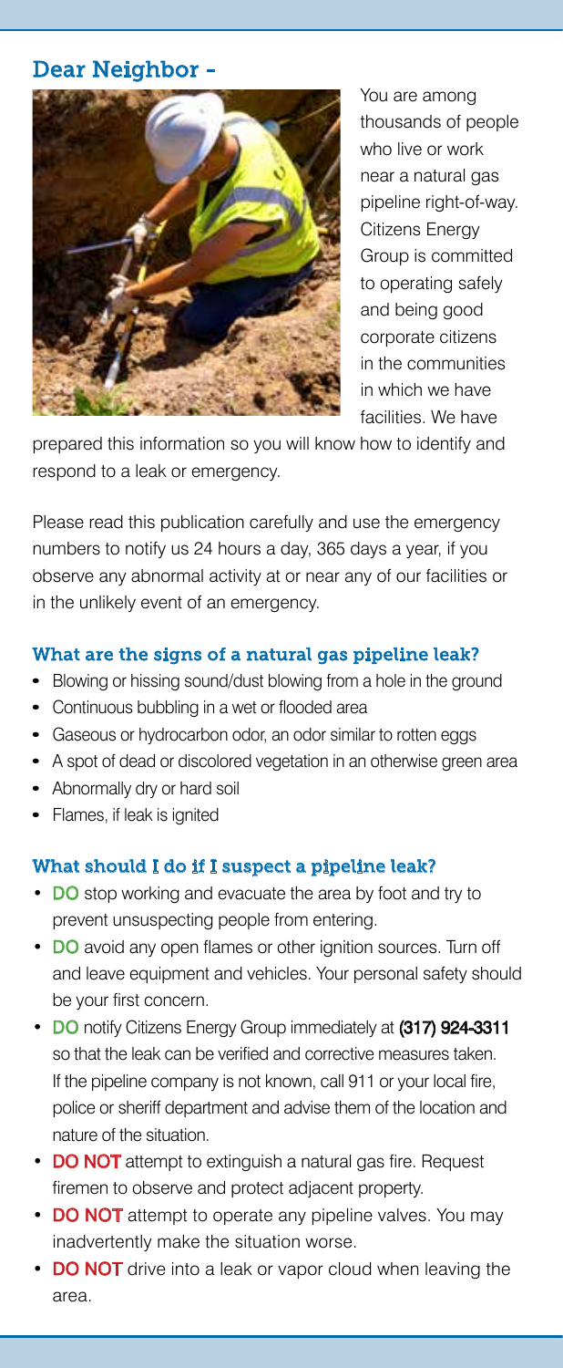## Dear Neighbor -

You are among thousands of people who live or work near a natural gas pipeline right-of-way. Citizens Energy Group is committed to operating safely and being good corporate citizens in the communities in which we have facilities. We have prepared this information so you will know how to identify and respond to a leak or emergency.

Please read this publication carefully and use the emergency numbers to notify us 24 hours a day, 365 days a year, if you observe any abnormal activity at or near any of our facilities or in the unlikely event of an emergency.

### What are the signs of a natural gas pipeline leak?

- Blowing or hissing sound/dust blowing from a hole in the ground
- Continuous bubbling in a wet or flooded area
- Gaseous or hydrocarbon odor, an odor similar to rotten eggs
- A spot of dead or discolored vegetation in an otherwise green area
- Abnormally dry or hard soil
- Flames, if leak is ignited

### What should I do if I suspect a pipeline leak?

- **DO** stop working and evacuate the area by foot and try to prevent unsuspecting people from entering.
- **DO** avoid any open flames or other ignition sources. Turn off and leave equipment and vehicles. Your personal safety should be your first concern.
- **DO** notify Citizens Energy Group immediately at **(317) 924-3311** so that the leak can be verified and corrective measures taken. If the pipeline company is not known, call 911 or your local fire, police or sheriff department and advise them of the location and nature of the situation.
- **DO NOT** attempt to extinguish a natural gas fire. Request firemen to observe and protect adjacent property.
- **DO NOT** attempt to operate any pipeline valves. You may inadvertently make the situation worse.
- **DO NOT** drive into a leak or vapor cloud when leaving the area.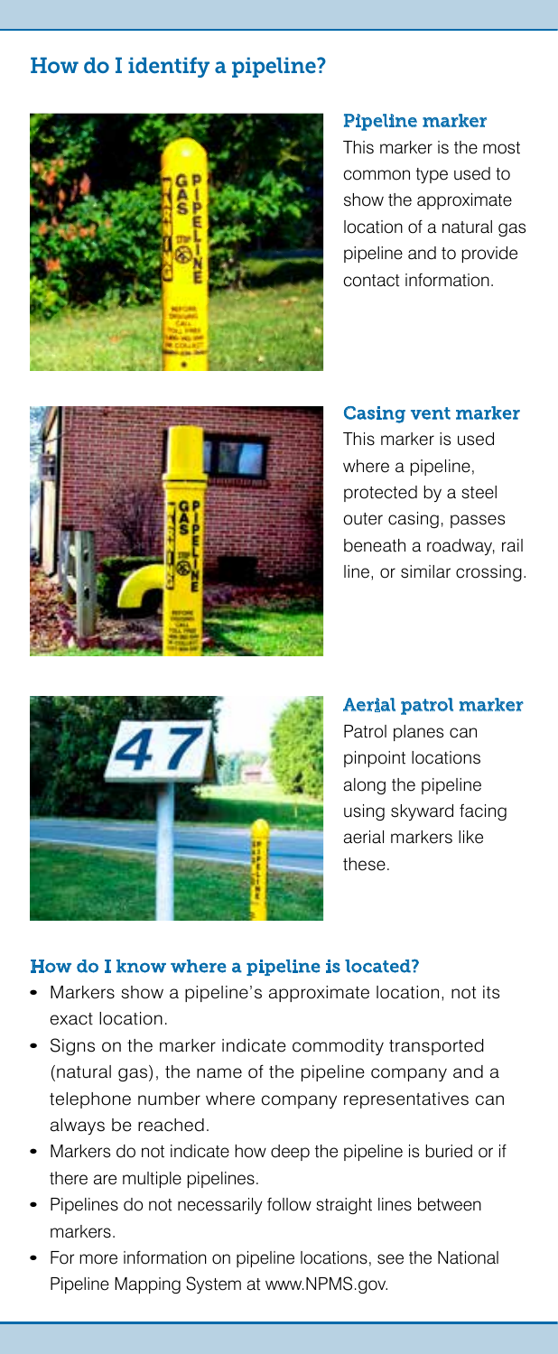## How do I identify a pipeline?

### Pipeline marker

This marker is the most common type used to show the approximate location of a natural gas pipeline and to provide contact information.

### Casing vent marker

This marker is used where a pipeline, protected by a steel outer casing, passes beneath a roadway, rail line, or similar crossing.

### Aerial patrol marker

Patrol planes can pinpoint locations along the pipeline using skyward facing aerial markers like these.

### How do I know where a pipeline is located?

- Markers show a pipeline's approximate location, not its exact location.
- Signs on the marker indicate commodity transported (natural gas), the name of the pipeline company and a telephone number where company representatives can always be reached.
- Markers do not indicate how deep the pipeline is buried or if there are multiple pipelines.
- Pipelines do not necessarily follow straight lines between markers.
- For more information on pipeline locations, see the National Pipeline Mapping System at www.NPMS.gov.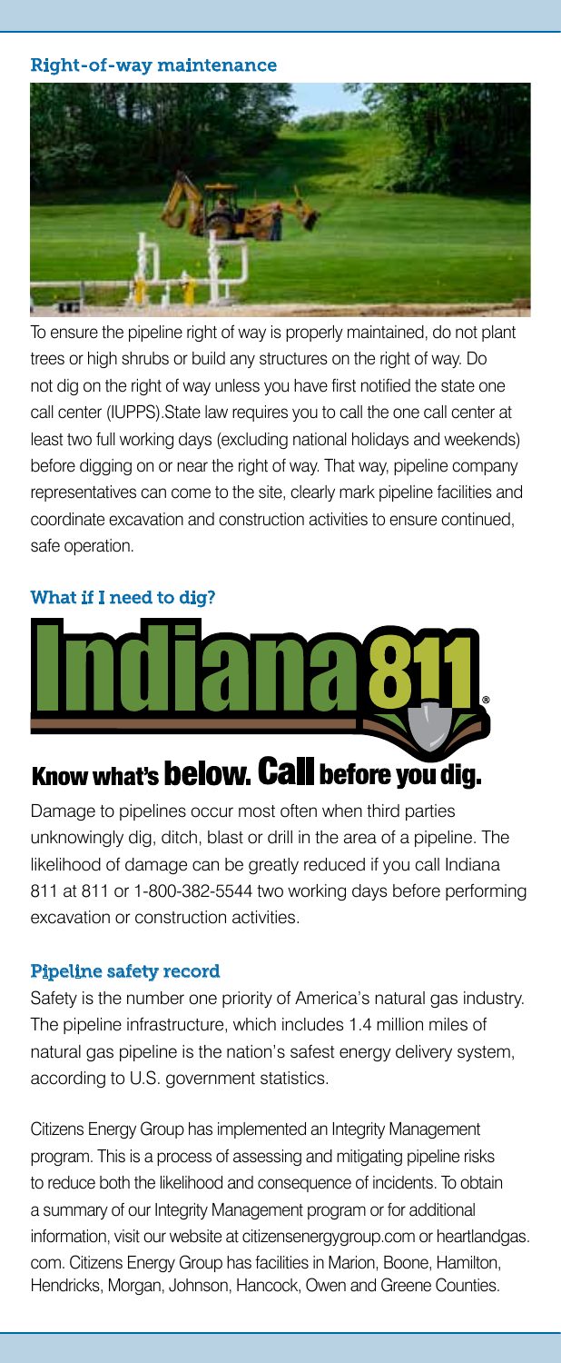## Right-of-way maintenance

To ensure the pipeline right of way is properly maintained, do not plant trees or high shrubs or build any structures on the right of way. Do not dig on the right of way unless you have first notified the state one call center (IUPPS).State law requires you to call the one call center at least two full working days (excluding national holidays and weekends) before digging on or near the right of way. That way, pipeline company representatives can come to the site, clearly mark pipeline facilities and coordinate excavation and construction activities to ensure continued, safe operation.

## What if I need to dig?

**Indiana 811®**

**Know what's below. Call before you dig.**

Damage to pipelines occur most often when third parties unknowingly dig, ditch, blast or drill in the area of a pipeline. The likelihood of damage can be greatly reduced if you call Indiana 811 at 811 or 1-800-382-5544 two working days before performing excavation or construction activities.

## Pipeline safety record

Safety is the number one priority of America's natural gas industry. The pipeline infrastructure, which includes 1.4 million miles of natural gas pipeline is the nation's safest energy delivery system, according to U.S. government statistics.

Citizens Energy Group has implemented an Integrity Management program. This is a process of assessing and mitigating pipeline risks to reduce both the likelihood and consequence of incidents. To obtain a summary of our Integrity Management program or for additional information, visit our website at citizensenergygroup.com or heartlandgas.com. Citizens Energy Group has facilities in Marion, Boone, Hamilton, Hendricks, Morgan, Johnson, Hancock, Owen and Greene Counties.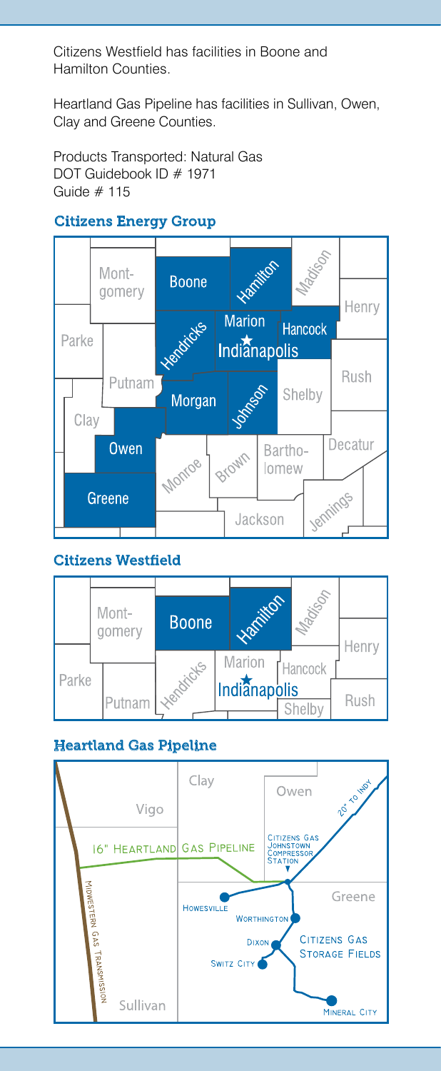Citizens Westfield has facilities in Boone and Hamilton Counties.

Heartland Gas Pipeline has facilities in Sullivan, Owen, Clay and Greene Counties.

Products Transported: Natural Gas
DOT Guidebook ID # 1971
Guide # 115

### Citizens Energy Group

### Citizens Westfield

### Heartland Gas Pipeline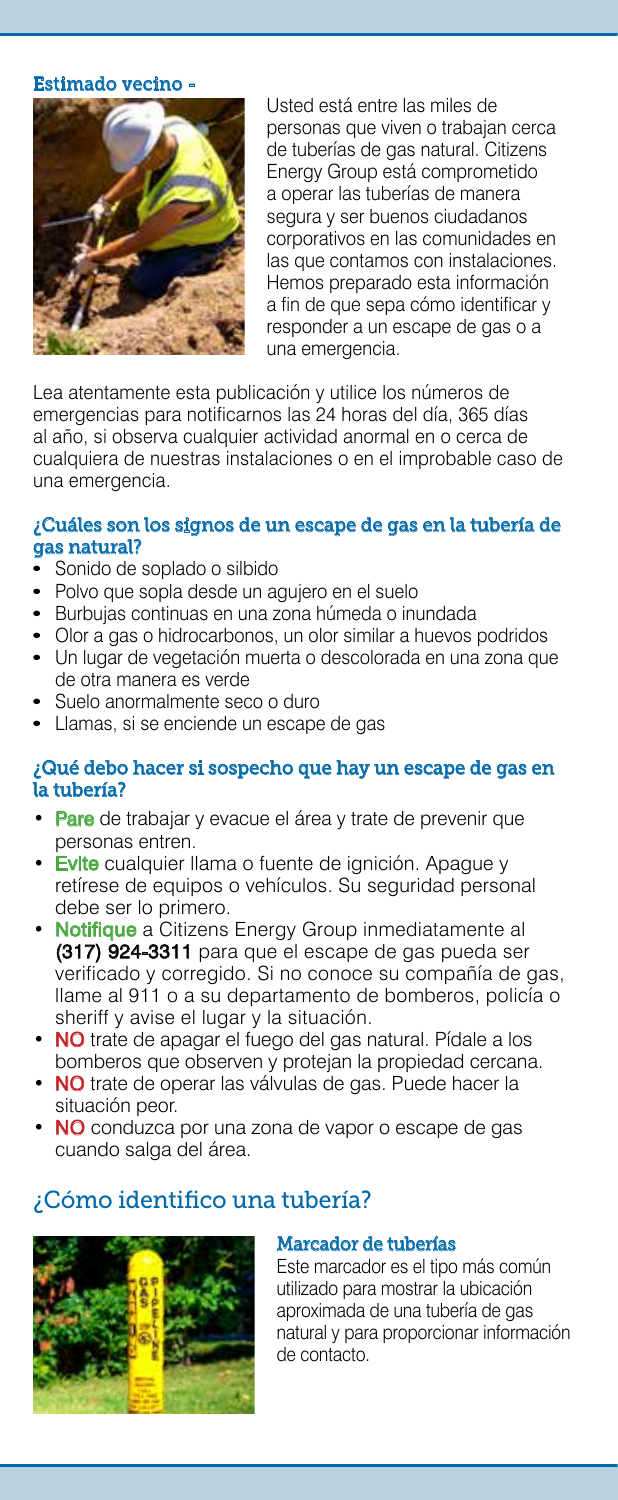#### Estimado vecino -

Usted está entre las miles de personas que viven o trabajan cerca de tuberías de gas natural. Citizens Energy Group está comprometido a operar las tuberías de manera segura y ser buenos ciudadanos corporativos en las comunidades en las que contamos con instalaciones. Hemos preparado esta información a fin de que sepa cómo identificar y responder a un escape de gas o a una emergencia.

Lea atentamente esta publicación y utilice los números de emergencias para notificarnos las 24 horas del día, 365 días al año, si observa cualquier actividad anormal en o cerca de cualquiera de nuestras instalaciones o en el improbable caso de una emergencia.

#### ¿Cuáles son los signos de un escape de gas en la tubería de gas natural?

- Sonido de soplado o silbido
- Polvo que sopla desde un agujero en el suelo
- Burbujas continuas en una zona húmeda o inundada
- Olor a gas o hidrocarbonos, un olor similar a huevos podridos
- Un lugar de vegetación muerta o descolorada en una zona que de otra manera es verde
- Suelo anormalmente seco o duro
- Llamas, si se enciende un escape de gas

#### ¿Qué debo hacer si sospecho que hay un escape de gas en la tubería?

- **Pare** de trabajar y evacue el área y trate de prevenir que personas entren.
- **Evite** cualquier llama o fuente de ignición. Apague y retírese de equipos o vehículos. Su seguridad personal debe ser lo primero.
- **Notifique** a Citizens Energy Group inmediatamente al **(317) 924-3311** para que el escape de gas pueda ser verificado y corregido. Si no conoce su compañía de gas, llame al 911 o a su departamento de bomberos, policía o sheriff y avise el lugar y la situación.
- **NO** trate de apagar el fuego del gas natural. Pídale a los bomberos que observen y protejan la propiedad cercana.
- **NO** trate de operar las válvulas de gas. Puede hacer la situación peor.
- **NO** conduzca por una zona de vapor o escape de gas cuando salga del área.

## ¿Cómo identifico una tubería?

#### Marcador de tuberías

Este marcador es el tipo más común utilizado para mostrar la ubicación aproximada de una tubería de gas natural y para proporcionar información de contacto.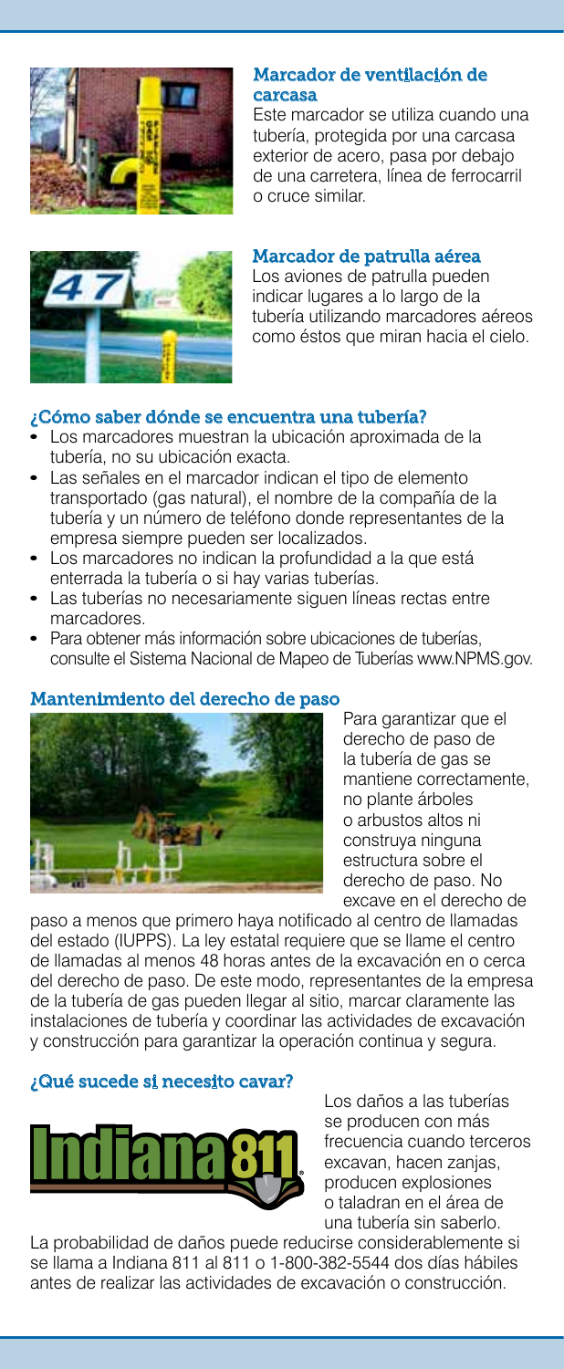### Marcador de ventilación de carcasa

Este marcador se utiliza cuando una tubería, protegida por una carcasa exterior de acero, pasa por debajo de una carretera, línea de ferrocarril o cruce similar.

### Marcador de patrulla aérea

Los aviones de patrulla pueden indicar lugares a lo largo de la tubería utilizando marcadores aéreos como éstos que miran hacia el cielo.

### ¿Cómo saber dónde se encuentra una tubería?

- Los marcadores muestran la ubicación aproximada de la tubería, no su ubicación exacta.
- Las señales en el marcador indican el tipo de elemento transportado (gas natural), el nombre de la compañía de la tubería y un número de teléfono donde representantes de la empresa siempre pueden ser localizados.
- Los marcadores no indican la profundidad a la que está enterrada la tubería o si hay varias tuberías.
- Las tuberías no necesariamente siguen líneas rectas entre marcadores.
- Para obtener más información sobre ubicaciones de tuberías, consulte el Sistema Nacional de Mapeo de Tuberías www.NPMS.gov.

### Mantenimiento del derecho de paso

Para garantizar que el derecho de paso de la tubería de gas se mantiene correctamente, no plante árboles o arbustos altos ni construya ninguna estructura sobre el derecho de paso. No excave en el derecho de paso a menos que primero haya notificado al centro de llamadas del estado (IUPPS). La ley estatal requiere que se llame el centro de llamadas al menos 48 horas antes de la excavación en o cerca del derecho de paso. De este modo, representantes de la empresa de la tubería de gas pueden llegar al sitio, marcar claramente las instalaciones de tubería y coordinar las actividades de excavación y construcción para garantizar la operación continua y segura.

### ¿Qué sucede si necesito cavar?

Los daños a las tuberías se producen con más frecuencia cuando terceros excavan, hacen zanjas, producen explosiones o taladran en el área de una tubería sin saberlo.

La probabilidad de daños puede reducirse considerablemente si se llama a Indiana 811 al 811 o 1-800-382-5544 dos días hábiles antes de realizar las actividades de excavación o construcción.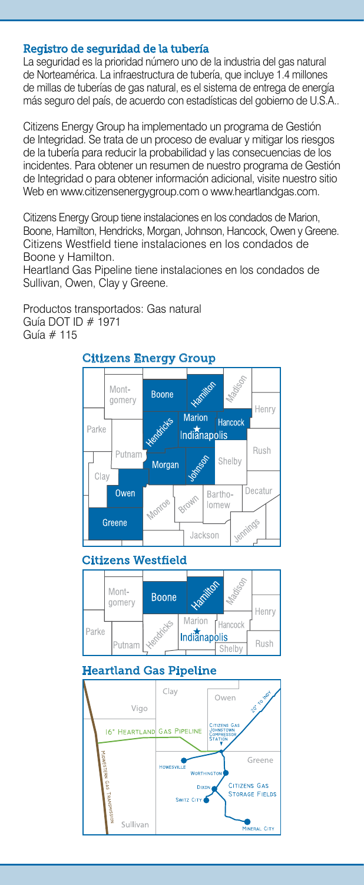## Registro de seguridad de la tubería

La seguridad es la prioridad número uno de la industria del gas natural de Norteamérica. La infraestructura de tubería, que incluye 1.4 millones de millas de tuberías de gas natural, es el sistema de entrega de energía más seguro del país, de acuerdo con estadísticas del gobierno de U.S.A..

Citizens Energy Group ha implementado un programa de Gestión de Integridad. Se trata de un proceso de evaluar y mitigar los riesgos de la tubería para reducir la probabilidad y las consecuencias de los incidentes. Para obtener un resumen de nuestro programa de Gestión de Integridad o para obtener información adicional, visite nuestro sitio Web en www.citizensenergygroup.com o www.heartlandgas.com.

Citizens Energy Group tiene instalaciones en los condados de Marion, Boone, Hamilton, Hendricks, Morgan, Johnson, Hancock, Owen y Greene. Citizens Westfield tiene instalaciones en los condados de Boone y Hamilton.
Heartland Gas Pipeline tiene instalaciones en los condados de Sullivan, Owen, Clay y Greene.

Productos transportados: Gas natural
Guía DOT ID # 1971
Guía # 115

### Citizens Energy Group

Mont-gomery
Boone
Hamilton
Madison
Henry
Parke
Hendricks
Marion
Indianapolis
Hancock
Putnam
Morgan
Johnson
Shelby
Rush
Clay
Owen
Monroe
Brown
Bartho-lomew
Decatur
Greene
Jackson
Jennings

### Citizens Westfield

Mont-gomery
Boone
Hamilton
Madison
Henry
Parke
Hendricks
Marion
Indianapolis
Hancock
Putnam
Shelby
Rush

### Heartland Gas Pipeline

Vigo
Clay
Owen
20" to Indy
16" Heartland Gas Pipeline
Citizens Gas Johnstown Compressor Station
Midwestern Gas Transmission
Howesville
Worthington
Greene
Dixon
Citizens Gas Storage Fields
Switz City
Sullivan
Mineral City